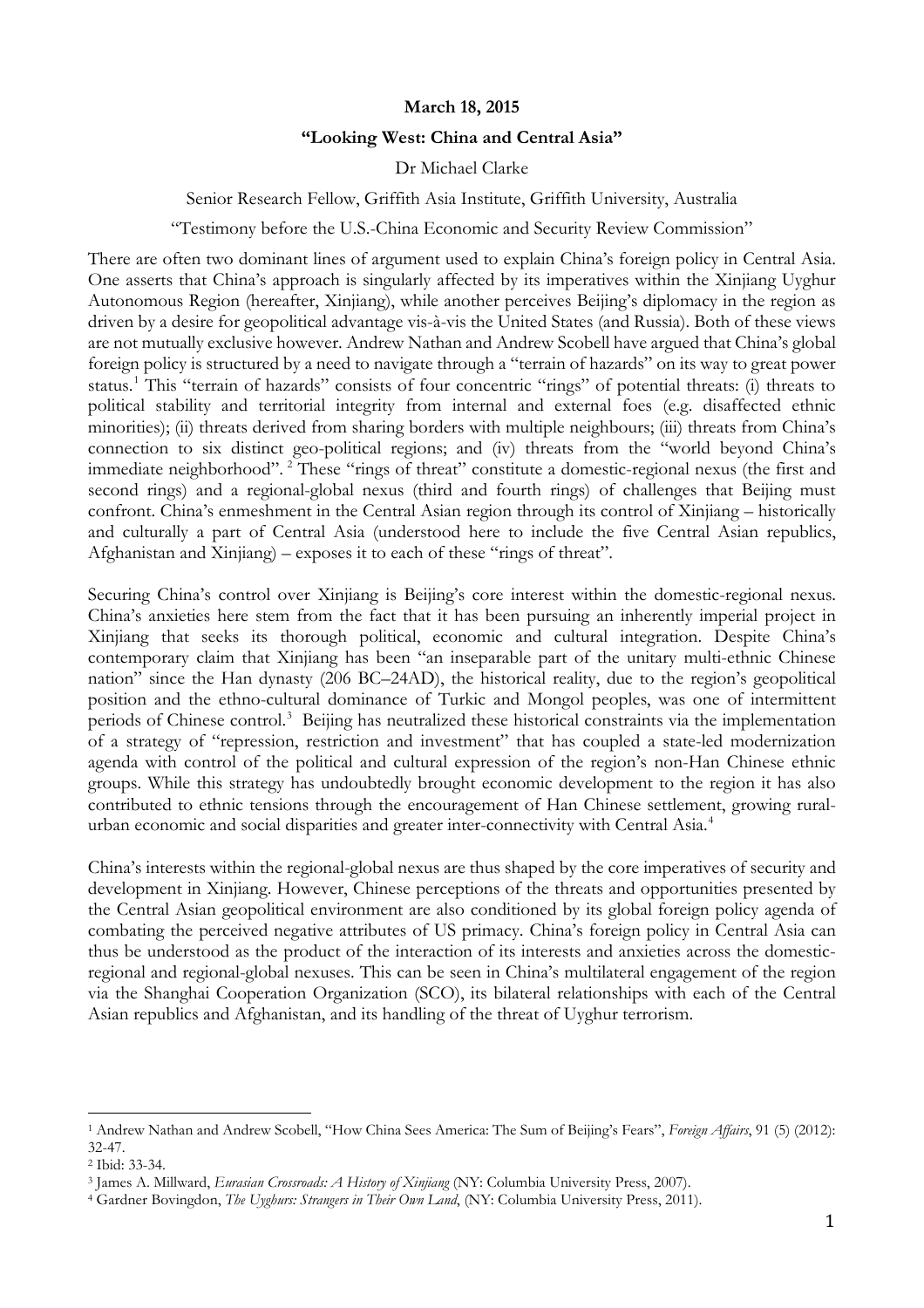**March 18, 2015**

**"Looking West: China and Central Asia"**

Dr Michael Clarke

Senior Research Fellow, Griffith Asia Institute, Griffith University, Australia

"Testimony before the U.S.-China Economic and Security Review Commission"

There are often two dominant lines of argument used to explain China's foreign policy in Central Asia. One asserts that China's approach is singularly affected by its imperatives within the Xinjiang Uyghur Autonomous Region (hereafter, Xinjiang), while another perceives Beijing's diplomacy in the region as driven by a desire for geopolitical advantage vis-à-vis the United States (and Russia). Both of these views are not mutually exclusive however. Andrew Nathan and Andrew Scobell have argued that China's global foreign policy is structured by a need to navigate through a "terrain of hazards" on its way to great power status.[1] This "terrain of hazards" consists of four concentric "rings" of potential threats: (i) threats to political stability and territorial integrity from internal and external foes (e.g. disaffected ethnic minorities); (ii) threats derived from sharing borders with multiple neighbours; (iii) threats from China's connection to six distinct geo-political regions; and (iv) threats from the "world beyond China's immediate neighborhood".[2] These "rings of threat" constitute a domestic-regional nexus (the first and second rings) and a regional-global nexus (third and fourth rings) of challenges that Beijing must confront. China's enmeshment in the Central Asian region through its control of Xinjiang – historically and culturally a part of Central Asia (understood here to include the five Central Asian republics, Afghanistan and Xinjiang) – exposes it to each of these "rings of threat".

Securing China's control over Xinjiang is Beijing's core interest within the domestic-regional nexus. China's anxieties here stem from the fact that it has been pursuing an inherently imperial project in Xinjiang that seeks its thorough political, economic and cultural integration. Despite China's contemporary claim that Xinjiang has been "an inseparable part of the unitary multi-ethnic Chinese nation" since the Han dynasty (206 BC–24AD), the historical reality, due to the region's geopolitical position and the ethno-cultural dominance of Turkic and Mongol peoples, was one of intermittent periods of Chinese control.[3] Beijing has neutralized these historical constraints via the implementation of a strategy of "repression, restriction and investment" that has coupled a state-led modernization agenda with control of the political and cultural expression of the region's non-Han Chinese ethnic groups. While this strategy has undoubtedly brought economic development to the region it has also contributed to ethnic tensions through the encouragement of Han Chinese settlement, growing rural-urban economic and social disparities and greater inter-connectivity with Central Asia.[4]

China's interests within the regional-global nexus are thus shaped by the core imperatives of security and development in Xinjiang. However, Chinese perceptions of the threats and opportunities presented by the Central Asian geopolitical environment are also conditioned by its global foreign policy agenda of combating the perceived negative attributes of US primacy. China's foreign policy in Central Asia can thus be understood as the product of the interaction of its interests and anxieties across the domestic-regional and regional-global nexuses. This can be seen in China's multilateral engagement of the region via the Shanghai Cooperation Organization (SCO), its bilateral relationships with each of the Central Asian republics and Afghanistan, and its handling of the threat of Uyghur terrorism.

---

[1] Andrew Nathan and Andrew Scobell, "How China Sees America: The Sum of Beijing's Fears", *Foreign Affairs*, 91 (5) (2012): 32-47.

[2] Ibid: 33-34.

[3] James A. Millward, *Eurasian Crossroads: A History of Xinjiang* (NY: Columbia University Press, 2007).

[4] Gardner Bovingdon, *The Uyghurs: Strangers in Their Own Land*, (NY: Columbia University Press, 2011).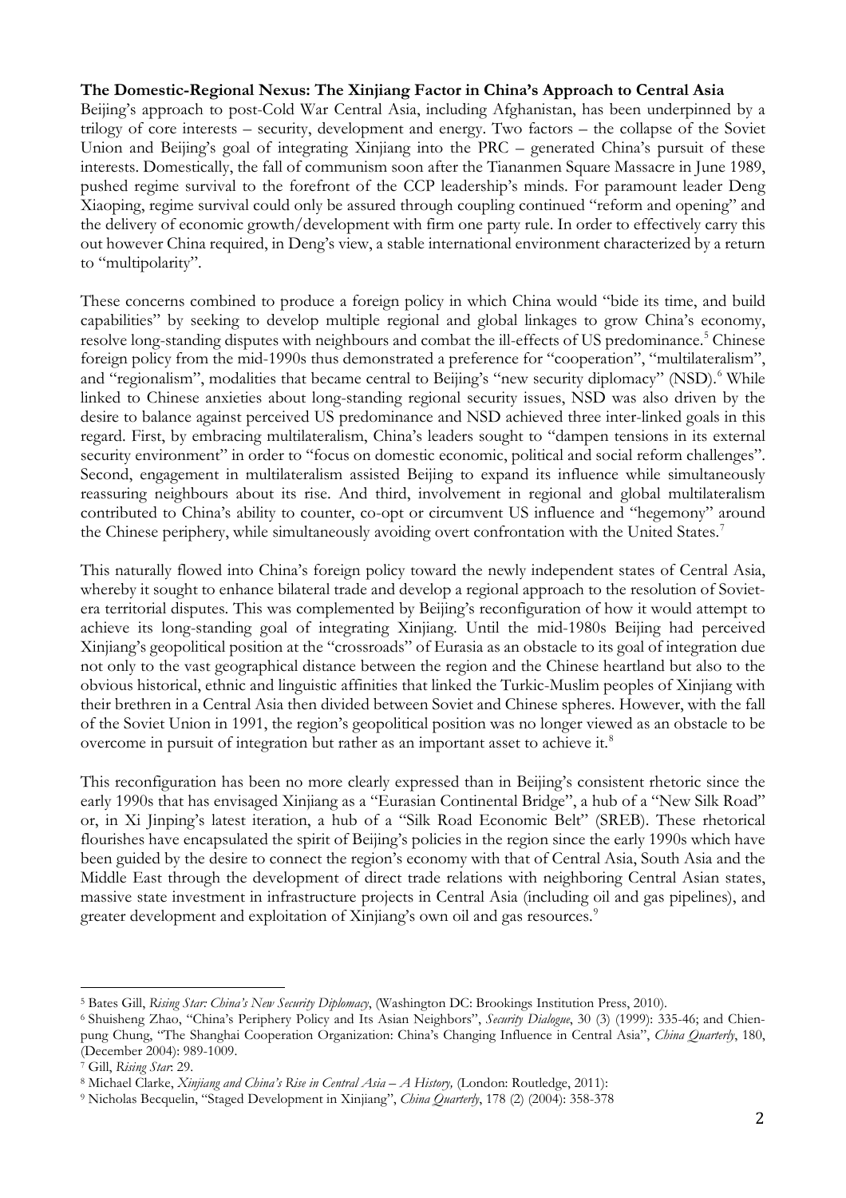**The Domestic-Regional Nexus: The Xinjiang Factor in China's Approach to Central Asia**

Beijing's approach to post-Cold War Central Asia, including Afghanistan, has been underpinned by a trilogy of core interests – security, development and energy. Two factors – the collapse of the Soviet Union and Beijing's goal of integrating Xinjiang into the PRC – generated China's pursuit of these interests. Domestically, the fall of communism soon after the Tiananmen Square Massacre in June 1989, pushed regime survival to the forefront of the CCP leadership's minds. For paramount leader Deng Xiaoping, regime survival could only be assured through coupling continued "reform and opening" and the delivery of economic growth/development with firm one party rule. In order to effectively carry this out however China required, in Deng's view, a stable international environment characterized by a return to "multipolarity".

These concerns combined to produce a foreign policy in which China would "bide its time, and build capabilities" by seeking to develop multiple regional and global linkages to grow China's economy, resolve long-standing disputes with neighbours and combat the ill-effects of US predominance.[5] Chinese foreign policy from the mid-1990s thus demonstrated a preference for "cooperation", "multilateralism", and "regionalism", modalities that became central to Beijing's "new security diplomacy" (NSD).[6] While linked to Chinese anxieties about long-standing regional security issues, NSD was also driven by the desire to balance against perceived US predominance and NSD achieved three inter-linked goals in this regard. First, by embracing multilateralism, China's leaders sought to "dampen tensions in its external security environment" in order to "focus on domestic economic, political and social reform challenges". Second, engagement in multilateralism assisted Beijing to expand its influence while simultaneously reassuring neighbours about its rise. And third, involvement in regional and global multilateralism contributed to China's ability to counter, co-opt or circumvent US influence and "hegemony" around the Chinese periphery, while simultaneously avoiding overt confrontation with the United States.[7]

This naturally flowed into China's foreign policy toward the newly independent states of Central Asia, whereby it sought to enhance bilateral trade and develop a regional approach to the resolution of Soviet-era territorial disputes. This was complemented by Beijing's reconfiguration of how it would attempt to achieve its long-standing goal of integrating Xinjiang. Until the mid-1980s Beijing had perceived Xinjiang's geopolitical position at the "crossroads" of Eurasia as an obstacle to its goal of integration due not only to the vast geographical distance between the region and the Chinese heartland but also to the obvious historical, ethnic and linguistic affinities that linked the Turkic-Muslim peoples of Xinjiang with their brethren in a Central Asia then divided between Soviet and Chinese spheres. However, with the fall of the Soviet Union in 1991, the region's geopolitical position was no longer viewed as an obstacle to be overcome in pursuit of integration but rather as an important asset to achieve it.[8]

This reconfiguration has been no more clearly expressed than in Beijing's consistent rhetoric since the early 1990s that has envisaged Xinjiang as a "Eurasian Continental Bridge", a hub of a "New Silk Road" or, in Xi Jinping's latest iteration, a hub of a "Silk Road Economic Belt" (SREB). These rhetorical flourishes have encapsulated the spirit of Beijing's policies in the region since the early 1990s which have been guided by the desire to connect the region's economy with that of Central Asia, South Asia and the Middle East through the development of direct trade relations with neighboring Central Asian states, massive state investment in infrastructure projects in Central Asia (including oil and gas pipelines), and greater development and exploitation of Xinjiang's own oil and gas resources.[9]

---

[5] Bates Gill, *Rising Star: China's New Security Diplomacy*, (Washington DC: Brookings Institution Press, 2010).

[6] Shuisheng Zhao, "China's Periphery Policy and Its Asian Neighbors", *Security Dialogue*, 30 (3) (1999): 335-46; and Chien-pung Chung, "The Shanghai Cooperation Organization: China's Changing Influence in Central Asia", *China Quarterly*, 180, (December 2004): 989-1009.

[7] Gill, *Rising Star*: 29.

[8] Michael Clarke, *Xinjiang and China's Rise in Central Asia – A History,* (London: Routledge, 2011):

[9] Nicholas Becquelin, "Staged Development in Xinjiang", *China Quarterly*, 178 (2) (2004): 358-378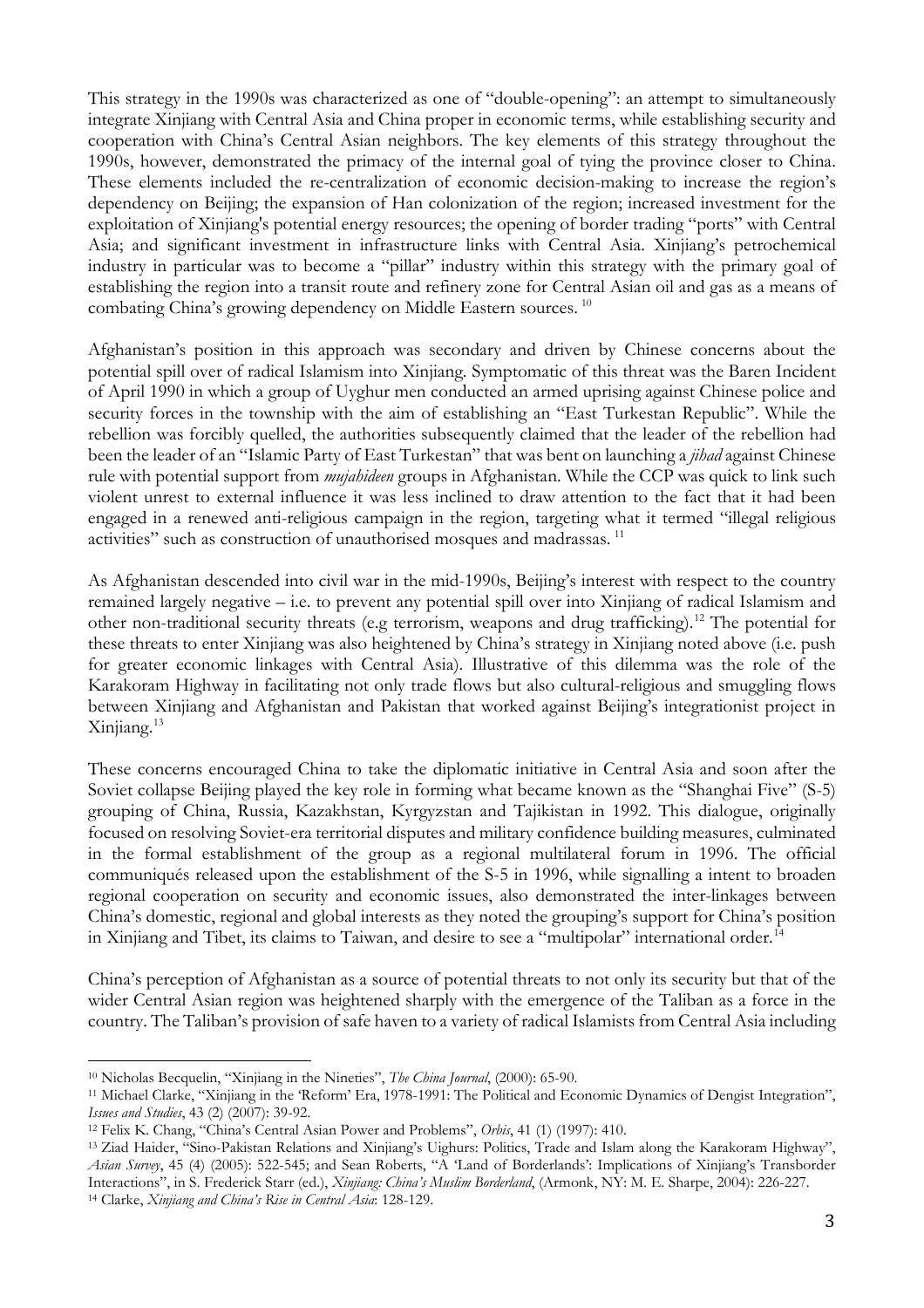This strategy in the 1990s was characterized as one of "double-opening": an attempt to simultaneously integrate Xinjiang with Central Asia and China proper in economic terms, while establishing security and cooperation with China's Central Asian neighbors. The key elements of this strategy throughout the 1990s, however, demonstrated the primacy of the internal goal of tying the province closer to China. These elements included the re-centralization of economic decision-making to increase the region's dependency on Beijing; the expansion of Han colonization of the region; increased investment for the exploitation of Xinjiang's potential energy resources; the opening of border trading "ports" with Central Asia; and significant investment in infrastructure links with Central Asia. Xinjiang's petrochemical industry in particular was to become a "pillar" industry within this strategy with the primary goal of establishing the region into a transit route and refinery zone for Central Asian oil and gas as a means of combating China's growing dependency on Middle Eastern sources. [10]

Afghanistan's position in this approach was secondary and driven by Chinese concerns about the potential spill over of radical Islamism into Xinjiang. Symptomatic of this threat was the Baren Incident of April 1990 in which a group of Uyghur men conducted an armed uprising against Chinese police and security forces in the township with the aim of establishing an "East Turkestan Republic". While the rebellion was forcibly quelled, the authorities subsequently claimed that the leader of the rebellion had been the leader of an "Islamic Party of East Turkestan" that was bent on launching a *jihad* against Chinese rule with potential support from *mujahideen* groups in Afghanistan. While the CCP was quick to link such violent unrest to external influence it was less inclined to draw attention to the fact that it had been engaged in a renewed anti-religious campaign in the region, targeting what it termed "illegal religious activities" such as construction of unauthorised mosques and madrassas. [11]

As Afghanistan descended into civil war in the mid-1990s, Beijing's interest with respect to the country remained largely negative – i.e. to prevent any potential spill over into Xinjiang of radical Islamism and other non-traditional security threats (e.g terrorism, weapons and drug trafficking).[12] The potential for these threats to enter Xinjiang was also heightened by China's strategy in Xinjiang noted above (i.e. push for greater economic linkages with Central Asia). Illustrative of this dilemma was the role of the Karakoram Highway in facilitating not only trade flows but also cultural-religious and smuggling flows between Xinjiang and Afghanistan and Pakistan that worked against Beijing's integrationist project in Xinjiang.[13]

These concerns encouraged China to take the diplomatic initiative in Central Asia and soon after the Soviet collapse Beijing played the key role in forming what became known as the "Shanghai Five" (S-5) grouping of China, Russia, Kazakhstan, Kyrgyzstan and Tajikistan in 1992. This dialogue, originally focused on resolving Soviet-era territorial disputes and military confidence building measures, culminated in the formal establishment of the group as a regional multilateral forum in 1996. The official communiqués released upon the establishment of the S-5 in 1996, while signalling a intent to broaden regional cooperation on security and economic issues, also demonstrated the inter-linkages between China's domestic, regional and global interests as they noted the grouping's support for China's position in Xinjiang and Tibet, its claims to Taiwan, and desire to see a "multipolar" international order.[14]

China's perception of Afghanistan as a source of potential threats to not only its security but that of the wider Central Asian region was heightened sharply with the emergence of the Taliban as a force in the country. The Taliban's provision of safe haven to a variety of radical Islamists from Central Asia including

---

[10] Nicholas Becquelin, "Xinjiang in the Nineties", *The China Journal*, (2000): 65-90.

[11] Michael Clarke, "Xinjiang in the 'Reform' Era, 1978-1991: The Political and Economic Dynamics of Dengist Integration", *Issues and Studies*, 43 (2) (2007): 39-92.

[12] Felix K. Chang, "China's Central Asian Power and Problems", *Orbis*, 41 (1) (1997): 410.

[13] Ziad Haider, "Sino-Pakistan Relations and Xinjiang's Uighurs: Politics, Trade and Islam along the Karakoram Highway", *Asian Survey*, 45 (4) (2005): 522-545; and Sean Roberts, "A 'Land of Borderlands': Implications of Xinjiang's Transborder Interactions", in S. Frederick Starr (ed.), *Xinjiang: China's Muslim Borderland*, (Armonk, NY: M. E. Sharpe, 2004): 226-227.

[14] Clarke, *Xinjiang and China's Rise in Central Asia*: 128-129.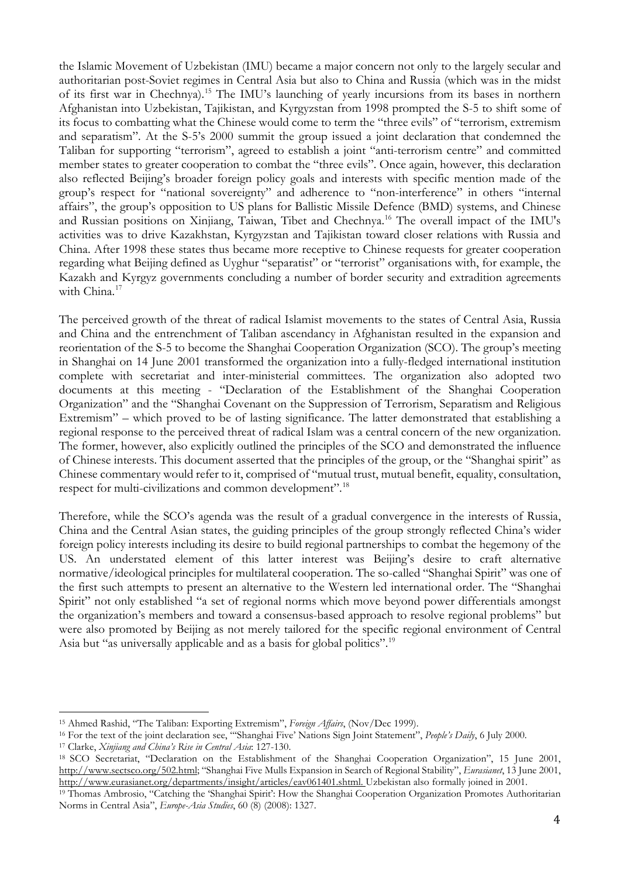the Islamic Movement of Uzbekistan (IMU) became a major concern not only to the largely secular and authoritarian post-Soviet regimes in Central Asia but also to China and Russia (which was in the midst of its first war in Chechnya).[15] The IMU's launching of yearly incursions from its bases in northern Afghanistan into Uzbekistan, Tajikistan, and Kyrgyzstan from 1998 prompted the S-5 to shift some of its focus to combatting what the Chinese would come to term the "three evils" of "terrorism, extremism and separatism". At the S-5's 2000 summit the group issued a joint declaration that condemned the Taliban for supporting "terrorism", agreed to establish a joint "anti-terrorism centre" and committed member states to greater cooperation to combat the "three evils". Once again, however, this declaration also reflected Beijing's broader foreign policy goals and interests with specific mention made of the group's respect for "national sovereignty" and adherence to "non-interference" in others "internal affairs", the group's opposition to US plans for Ballistic Missile Defence (BMD) systems, and Chinese and Russian positions on Xinjiang, Taiwan, Tibet and Chechnya.[16] The overall impact of the IMU's activities was to drive Kazakhstan, Kyrgyzstan and Tajikistan toward closer relations with Russia and China. After 1998 these states thus became more receptive to Chinese requests for greater cooperation regarding what Beijing defined as Uyghur "separatist" or "terrorist" organisations with, for example, the Kazakh and Kyrgyz governments concluding a number of border security and extradition agreements with China.[17]

The perceived growth of the threat of radical Islamist movements to the states of Central Asia, Russia and China and the entrenchment of Taliban ascendancy in Afghanistan resulted in the expansion and reorientation of the S-5 to become the Shanghai Cooperation Organization (SCO). The group's meeting in Shanghai on 14 June 2001 transformed the organization into a fully-fledged international institution complete with secretariat and inter-ministerial committees. The organization also adopted two documents at this meeting - "Declaration of the Establishment of the Shanghai Cooperation Organization" and the "Shanghai Covenant on the Suppression of Terrorism, Separatism and Religious Extremism" – which proved to be of lasting significance. The latter demonstrated that establishing a regional response to the perceived threat of radical Islam was a central concern of the new organization. The former, however, also explicitly outlined the principles of the SCO and demonstrated the influence of Chinese interests. This document asserted that the principles of the group, or the "Shanghai spirit" as Chinese commentary would refer to it, comprised of "mutual trust, mutual benefit, equality, consultation, respect for multi-civilizations and common development".[18]

Therefore, while the SCO's agenda was the result of a gradual convergence in the interests of Russia, China and the Central Asian states, the guiding principles of the group strongly reflected China's wider foreign policy interests including its desire to build regional partnerships to combat the hegemony of the US. An understated element of this latter interest was Beijing's desire to craft alternative normative/ideological principles for multilateral cooperation. The so-called "Shanghai Spirit" was one of the first such attempts to present an alternative to the Western led international order. The "Shanghai Spirit" not only established "a set of regional norms which move beyond power differentials amongst the organization's members and toward a consensus-based approach to resolve regional problems" but were also promoted by Beijing as not merely tailored for the specific regional environment of Central Asia but "as universally applicable and as a basis for global politics".[19]

---

[15] Ahmed Rashid, "The Taliban: Exporting Extremism", *Foreign Affairs*, (Nov/Dec 1999).

[16] For the text of the joint declaration see, "'Shanghai Five' Nations Sign Joint Statement", *People's Daily*, 6 July 2000.

[17] Clarke, *Xinjiang and China's Rise in Central Asia*: 127-130.

[18] SCO Secretariat, "Declaration on the Establishment of the Shanghai Cooperation Organization", 15 June 2001, http://www.sectsco.org/502.html; "Shanghai Five Mulls Expansion in Search of Regional Stability", *Eurasianet*, 13 June 2001, http://www.eurasianet.org/departments/insight/articles/eav061401.shtml. Uzbekistan also formally joined in 2001.

[19] Thomas Ambrosio, "Catching the 'Shanghai Spirit': How the Shanghai Cooperation Organization Promotes Authoritarian Norms in Central Asia", *Europe-Asia Studies*, 60 (8) (2008): 1327.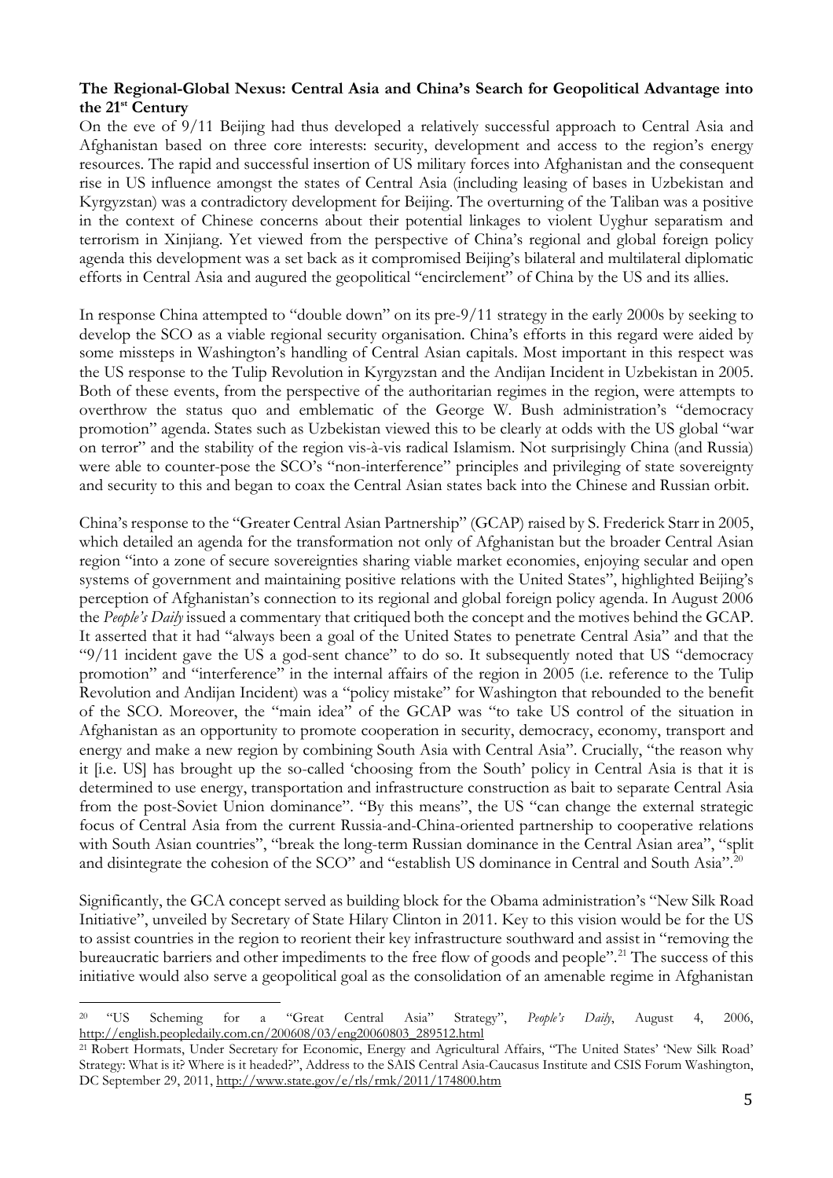**The Regional-Global Nexus: Central Asia and China's Search for Geopolitical Advantage into the 21st Century**

On the eve of 9/11 Beijing had thus developed a relatively successful approach to Central Asia and Afghanistan based on three core interests: security, development and access to the region's energy resources. The rapid and successful insertion of US military forces into Afghanistan and the consequent rise in US influence amongst the states of Central Asia (including leasing of bases in Uzbekistan and Kyrgyzstan) was a contradictory development for Beijing. The overturning of the Taliban was a positive in the context of Chinese concerns about their potential linkages to violent Uyghur separatism and terrorism in Xinjiang. Yet viewed from the perspective of China's regional and global foreign policy agenda this development was a set back as it compromised Beijing's bilateral and multilateral diplomatic efforts in Central Asia and augured the geopolitical "encirclement" of China by the US and its allies.

In response China attempted to "double down" on its pre-9/11 strategy in the early 2000s by seeking to develop the SCO as a viable regional security organisation. China's efforts in this regard were aided by some missteps in Washington's handling of Central Asian capitals. Most important in this respect was the US response to the Tulip Revolution in Kyrgyzstan and the Andijan Incident in Uzbekistan in 2005. Both of these events, from the perspective of the authoritarian regimes in the region, were attempts to overthrow the status quo and emblematic of the George W. Bush administration's "democracy promotion" agenda. States such as Uzbekistan viewed this to be clearly at odds with the US global "war on terror" and the stability of the region vis-à-vis radical Islamism. Not surprisingly China (and Russia) were able to counter-pose the SCO's "non-interference" principles and privileging of state sovereignty and security to this and began to coax the Central Asian states back into the Chinese and Russian orbit.

China's response to the "Greater Central Asian Partnership" (GCAP) raised by S. Frederick Starr in 2005, which detailed an agenda for the transformation not only of Afghanistan but the broader Central Asian region "into a zone of secure sovereignties sharing viable market economies, enjoying secular and open systems of government and maintaining positive relations with the United States", highlighted Beijing's perception of Afghanistan's connection to its regional and global foreign policy agenda. In August 2006 the *People's Daily* issued a commentary that critiqued both the concept and the motives behind the GCAP. It asserted that it had "always been a goal of the United States to penetrate Central Asia" and that the "9/11 incident gave the US a god-sent chance" to do so. It subsequently noted that US "democracy promotion" and "interference" in the internal affairs of the region in 2005 (i.e. reference to the Tulip Revolution and Andijan Incident) was a "policy mistake" for Washington that rebounded to the benefit of the SCO. Moreover, the "main idea" of the GCAP was "to take US control of the situation in Afghanistan as an opportunity to promote cooperation in security, democracy, economy, transport and energy and make a new region by combining South Asia with Central Asia". Crucially, "the reason why it [i.e. US] has brought up the so-called 'choosing from the South' policy in Central Asia is that it is determined to use energy, transportation and infrastructure construction as bait to separate Central Asia from the post-Soviet Union dominance". "By this means", the US "can change the external strategic focus of Central Asia from the current Russia-and-China-oriented partnership to cooperative relations with South Asian countries", "break the long-term Russian dominance in the Central Asian area", "split and disintegrate the cohesion of the SCO" and "establish US dominance in Central and South Asia".[20]

Significantly, the GCA concept served as building block for the Obama administration's "New Silk Road Initiative", unveiled by Secretary of State Hilary Clinton in 2011. Key to this vision would be for the US to assist countries in the region to reorient their key infrastructure southward and assist in "removing the bureaucratic barriers and other impediments to the free flow of goods and people".[21] The success of this initiative would also serve a geopolitical goal as the consolidation of an amenable regime in Afghanistan

---

[20] "US Scheming for a "Great Central Asia" Strategy", *People's Daily*, August 4, 2006, http://english.peopledaily.com.cn/200608/03/eng20060803_289512.html

[21] Robert Hormats, Under Secretary for Economic, Energy and Agricultural Affairs, "The United States' 'New Silk Road' Strategy: What is it? Where is it headed?", Address to the SAIS Central Asia-Caucasus Institute and CSIS Forum Washington, DC September 29, 2011, http://www.state.gov/e/rls/rmk/2011/174800.htm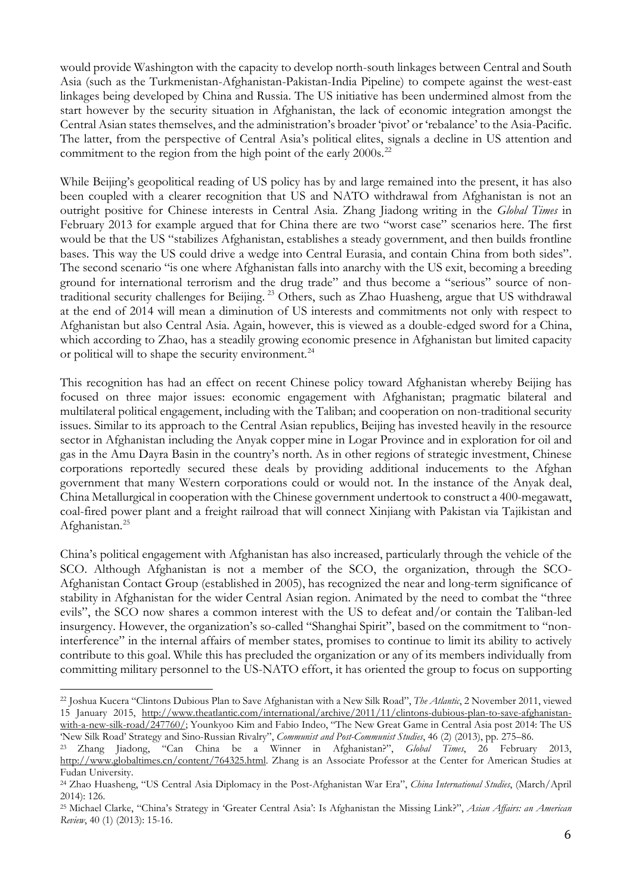would provide Washington with the capacity to develop north-south linkages between Central and South Asia (such as the Turkmenistan-Afghanistan-Pakistan-India Pipeline) to compete against the west-east linkages being developed by China and Russia. The US initiative has been undermined almost from the start however by the security situation in Afghanistan, the lack of economic integration amongst the Central Asian states themselves, and the administration's broader 'pivot' or 'rebalance' to the Asia-Pacific. The latter, from the perspective of Central Asia's political elites, signals a decline in US attention and commitment to the region from the high point of the early 2000s.[22]

While Beijing's geopolitical reading of US policy has by and large remained into the present, it has also been coupled with a clearer recognition that US and NATO withdrawal from Afghanistan is not an outright positive for Chinese interests in Central Asia. Zhang Jiadong writing in the *Global Times* in February 2013 for example argued that for China there are two "worst case" scenarios here. The first would be that the US "stabilizes Afghanistan, establishes a steady government, and then builds frontline bases. This way the US could drive a wedge into Central Eurasia, and contain China from both sides". The second scenario "is one where Afghanistan falls into anarchy with the US exit, becoming a breeding ground for international terrorism and the drug trade" and thus become a "serious" source of non-traditional security challenges for Beijing.[23] Others, such as Zhao Huasheng, argue that US withdrawal at the end of 2014 will mean a diminution of US interests and commitments not only with respect to Afghanistan but also Central Asia. Again, however, this is viewed as a double-edged sword for a China, which according to Zhao, has a steadily growing economic presence in Afghanistan but limited capacity or political will to shape the security environment.[24]

This recognition has had an effect on recent Chinese policy toward Afghanistan whereby Beijing has focused on three major issues: economic engagement with Afghanistan; pragmatic bilateral and multilateral political engagement, including with the Taliban; and cooperation on non-traditional security issues. Similar to its approach to the Central Asian republics, Beijing has invested heavily in the resource sector in Afghanistan including the Anyak copper mine in Logar Province and in exploration for oil and gas in the Amu Dayra Basin in the country's north. As in other regions of strategic investment, Chinese corporations reportedly secured these deals by providing additional inducements to the Afghan government that many Western corporations could or would not. In the instance of the Anyak deal, China Metallurgical in cooperation with the Chinese government undertook to construct a 400-megawatt, coal-fired power plant and a freight railroad that will connect Xinjiang with Pakistan via Tajikistan and Afghanistan.[25]

China's political engagement with Afghanistan has also increased, particularly through the vehicle of the SCO. Although Afghanistan is not a member of the SCO, the organization, through the SCO-Afghanistan Contact Group (established in 2005), has recognized the near and long-term significance of stability in Afghanistan for the wider Central Asian region. Animated by the need to combat the "three evils", the SCO now shares a common interest with the US to defeat and/or contain the Taliban-led insurgency. However, the organization's so-called "Shanghai Spirit", based on the commitment to "non-interference" in the internal affairs of member states, promises to continue to limit its ability to actively contribute to this goal. While this has precluded the organization or any of its members individually from committing military personnel to the US-NATO effort, it has oriented the group to focus on supporting

---

[22] Joshua Kucera "Clintons Dubious Plan to Save Afghanistan with a New Silk Road", *The Atlantic*, 2 November 2011, viewed 15 January 2015, http://www.theatlantic.com/international/archive/2011/11/clintons-dubious-plan-to-save-afghanistan-with-a-new-silk-road/247760/; Younkyoo Kim and Fabio Indeo, "The New Great Game in Central Asia post 2014: The US 'New Silk Road' Strategy and Sino-Russian Rivalry", *Communist and Post-Communist Studies*, 46 (2) (2013), pp. 275–86.

[23] Zhang Jiadong, "Can China be a Winner in Afghanistan?", *Global Times*, 26 February 2013, http://www.globaltimes.cn/content/764325.html. Zhang is an Associate Professor at the Center for American Studies at Fudan University.

[24] Zhao Huasheng, "US Central Asia Diplomacy in the Post-Afghanistan War Era", *China International Studies*, (March/April 2014): 126.

[25] Michael Clarke, "China's Strategy in 'Greater Central Asia': Is Afghanistan the Missing Link?", *Asian Affairs: an American Review*, 40 (1) (2013): 15-16.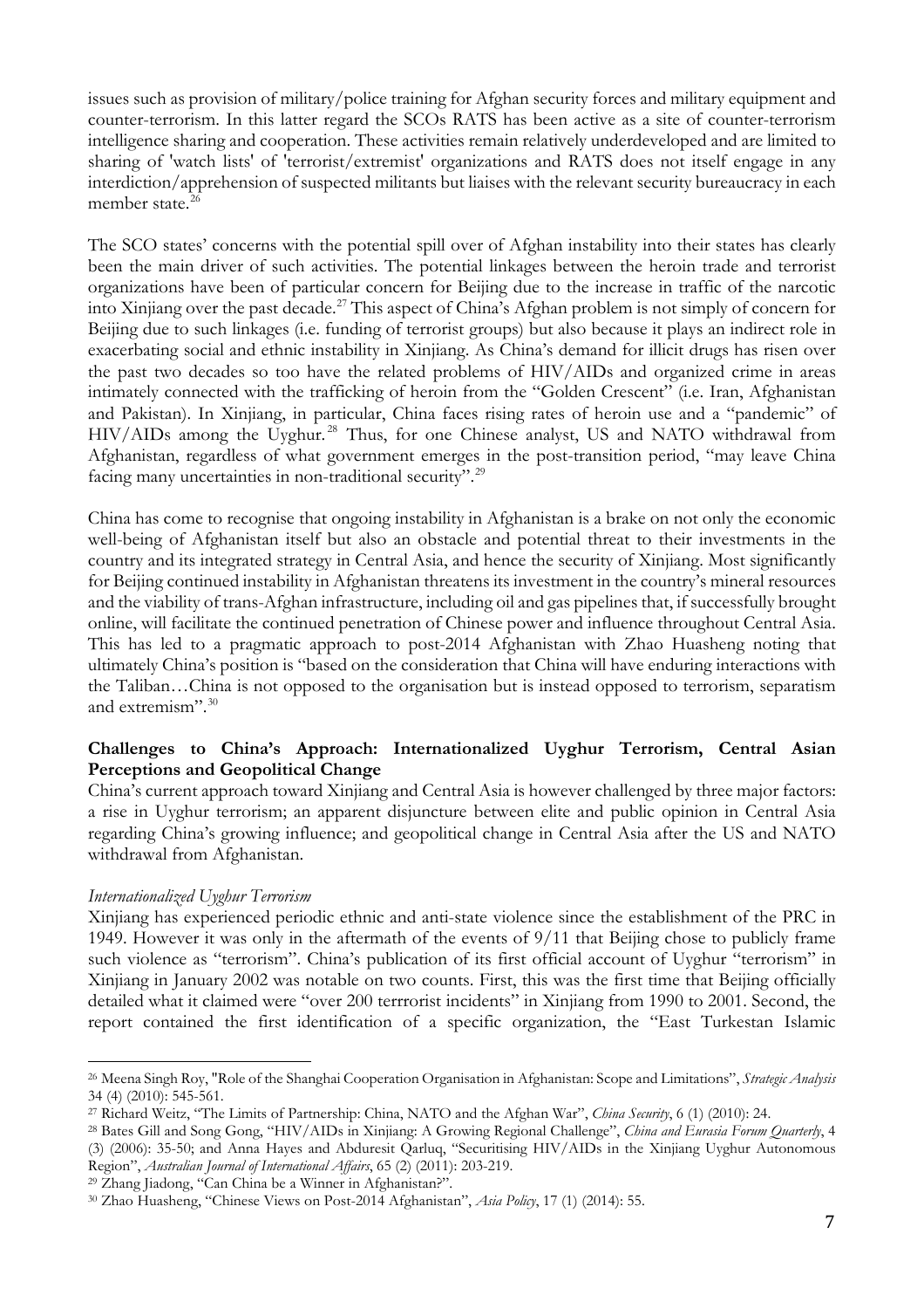issues such as provision of military/police training for Afghan security forces and military equipment and counter-terrorism. In this latter regard the SCOs RATS has been active as a site of counter-terrorism intelligence sharing and cooperation. These activities remain relatively underdeveloped and are limited to sharing of 'watch lists' of 'terrorist/extremist' organizations and RATS does not itself engage in any interdiction/apprehension of suspected militants but liaises with the relevant security bureaucracy in each member state.[26]

The SCO states' concerns with the potential spill over of Afghan instability into their states has clearly been the main driver of such activities. The potential linkages between the heroin trade and terrorist organizations have been of particular concern for Beijing due to the increase in traffic of the narcotic into Xinjiang over the past decade.[27] This aspect of China's Afghan problem is not simply of concern for Beijing due to such linkages (i.e. funding of terrorist groups) but also because it plays an indirect role in exacerbating social and ethnic instability in Xinjiang. As China's demand for illicit drugs has risen over the past two decades so too have the related problems of HIV/AIDs and organized crime in areas intimately connected with the trafficking of heroin from the "Golden Crescent" (i.e. Iran, Afghanistan and Pakistan). In Xinjiang, in particular, China faces rising rates of heroin use and a "pandemic" of HIV/AIDs among the Uyghur.[28] Thus, for one Chinese analyst, US and NATO withdrawal from Afghanistan, regardless of what government emerges in the post-transition period, "may leave China facing many uncertainties in non-traditional security".[29]

China has come to recognise that ongoing instability in Afghanistan is a brake on not only the economic well-being of Afghanistan itself but also an obstacle and potential threat to their investments in the country and its integrated strategy in Central Asia, and hence the security of Xinjiang. Most significantly for Beijing continued instability in Afghanistan threatens its investment in the country's mineral resources and the viability of trans-Afghan infrastructure, including oil and gas pipelines that, if successfully brought online, will facilitate the continued penetration of Chinese power and influence throughout Central Asia. This has led to a pragmatic approach to post-2014 Afghanistan with Zhao Huasheng noting that ultimately China's position is "based on the consideration that China will have enduring interactions with the Taliban…China is not opposed to the organisation but is instead opposed to terrorism, separatism and extremism".[30]

**Challenges to China's Approach: Internationalized Uyghur Terrorism, Central Asian Perceptions and Geopolitical Change**

China's current approach toward Xinjiang and Central Asia is however challenged by three major factors: a rise in Uyghur terrorism; an apparent disjuncture between elite and public opinion in Central Asia regarding China's growing influence; and geopolitical change in Central Asia after the US and NATO withdrawal from Afghanistan.

*Internationalized Uyghur Terrorism*

Xinjiang has experienced periodic ethnic and anti-state violence since the establishment of the PRC in 1949. However it was only in the aftermath of the events of 9/11 that Beijing chose to publicly frame such violence as "terrorism". China's publication of its first official account of Uyghur "terrorism" in Xinjiang in January 2002 was notable on two counts. First, this was the first time that Beijing officially detailed what it claimed were "over 200 terrrorist incidents" in Xinjiang from 1990 to 2001. Second, the report contained the first identification of a specific organization, the "East Turkestan Islamic

---

[26] Meena Singh Roy, "Role of the Shanghai Cooperation Organisation in Afghanistan: Scope and Limitations", *Strategic Analysis* 34 (4) (2010): 545-561.

[27] Richard Weitz, "The Limits of Partnership: China, NATO and the Afghan War", *China Security*, 6 (1) (2010): 24.

[28] Bates Gill and Song Gong, "HIV/AIDs in Xinjiang: A Growing Regional Challenge", *China and Eurasia Forum Quarterly*, 4 (3) (2006): 35-50; and Anna Hayes and Abduresit Qarluq, "Securitising HIV/AIDs in the Xinjiang Uyghur Autonomous Region", *Australian Journal of International Affairs*, 65 (2) (2011): 203-219.

[29] Zhang Jiadong, "Can China be a Winner in Afghanistan?".

[30] Zhao Huasheng, "Chinese Views on Post-2014 Afghanistan", *Asia Policy*, 17 (1) (2014): 55.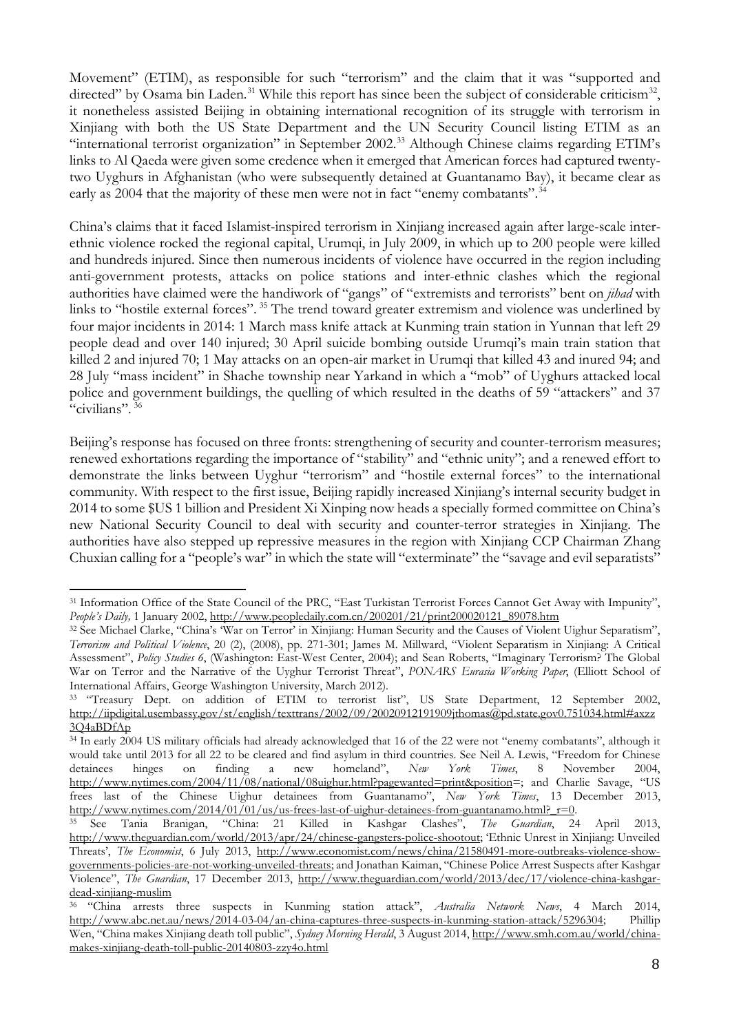Movement" (ETIM), as responsible for such "terrorism" and the claim that it was "supported and directed" by Osama bin Laden.[31] While this report has since been the subject of considerable criticism[32], it nonetheless assisted Beijing in obtaining international recognition of its struggle with terrorism in Xinjiang with both the US State Department and the UN Security Council listing ETIM as an "international terrorist organization" in September 2002.[33] Although Chinese claims regarding ETIM's links to Al Qaeda were given some credence when it emerged that American forces had captured twenty-two Uyghurs in Afghanistan (who were subsequently detained at Guantanamo Bay), it became clear as early as 2004 that the majority of these men were not in fact "enemy combatants".[34]

China's claims that it faced Islamist-inspired terrorism in Xinjiang increased again after large-scale inter-ethnic violence rocked the regional capital, Urumqi, in July 2009, in which up to 200 people were killed and hundreds injured. Since then numerous incidents of violence have occurred in the region including anti-government protests, attacks on police stations and inter-ethnic clashes which the regional authorities have claimed were the handiwork of "gangs" of "extremists and terrorists" bent on *jihad* with links to "hostile external forces". [35] The trend toward greater extremism and violence was underlined by four major incidents in 2014: 1 March mass knife attack at Kunming train station in Yunnan that left 29 people dead and over 140 injured; 30 April suicide bombing outside Urumqi's main train station that killed 2 and injured 70; 1 May attacks on an open-air market in Urumqi that killed 43 and inured 94; and 28 July "mass incident" in Shache township near Yarkand in which a "mob" of Uyghurs attacked local police and government buildings, the quelling of which resulted in the deaths of 59 "attackers" and 37 "civilians". [36]

Beijing's response has focused on three fronts: strengthening of security and counter-terrorism measures; renewed exhortations regarding the importance of "stability" and "ethnic unity"; and a renewed effort to demonstrate the links between Uyghur "terrorism" and "hostile external forces" to the international community. With respect to the first issue, Beijing rapidly increased Xinjiang's internal security budget in 2014 to some $US 1 billion and President Xi Xinping now heads a specially formed committee on China's new National Security Council to deal with security and counter-terror strategies in Xinjiang. The authorities have also stepped up repressive measures in the region with Xinjiang CCP Chairman Zhang Chuxian calling for a "people's war" in which the state will "exterminate" the "savage and evil separatists"

---

[31] Information Office of the State Council of the PRC, "East Turkistan Terrorist Forces Cannot Get Away with Impunity", *People's Daily,* 1 January 2002, http://www.peopledaily.com.cn/200201/21/print200020121_89078.htm

[32] See Michael Clarke, "China's 'War on Terror' in Xinjiang: Human Security and the Causes of Violent Uighur Separatism", *Terrorism and Political Violence*, 20 (2), (2008), pp. 271-301; James M. Millward, "Violent Separatism in Xinjiang: A Critical Assessment", *Policy Studies 6*, (Washington: East-West Center, 2004); and Sean Roberts, "Imaginary Terrorism? The Global War on Terror and the Narrative of the Uyghur Terrorist Threat", *PONARS Eurasia Working Paper*, (Elliott School of International Affairs, George Washington University, March 2012).

[33] "Treasury Dept. on addition of ETIM to terrorist list", US State Department, 12 September 2002, http://iipdigital.usembassy.gov/st/english/texttrans/2002/09/20020912191909jthomas@pd.state.gov0.751034.html#axzz3Q4aBDfAp

[34] In early 2004 US military officials had already acknowledged that 16 of the 22 were not "enemy combatants", although it would take until 2013 for all 22 to be cleared and find asylum in third countries. See Neil A. Lewis, "Freedom for Chinese detainees hinges on finding a new homeland", *New York Times*, 8 November 2004, http://www.nytimes.com/2004/11/08/national/08uighur.html?pagewanted=print&position=; and Charlie Savage, "US frees last of the Chinese Uighur detainees from Guantanamo", *New York Times*, 13 December 2013, http://www.nytimes.com/2014/01/01/us/us-frees-last-of-uighur-detainees-from-guantanamo.html?_r=0.

[35] See Tania Branigan, "China: 21 Killed in Kashgar Clashes", *The Guardian*, 24 April 2013, http://www.theguardian.com/world/2013/apr/24/chinese-gangsters-police-shootout; 'Ethnic Unrest in Xinjiang: Unveiled Threats', *The Economist*, 6 July 2013, http://www.economist.com/news/china/21580491-more-outbreaks-violence-show-governments-policies-are-not-working-unveiled-threats; and Jonathan Kaiman, "Chinese Police Arrest Suspects after Kashgar Violence", *The Guardian*, 17 December 2013, http://www.theguardian.com/world/2013/dec/17/violence-china-kashgar-dead-xinjiang-muslim

[36] "China arrests three suspects in Kunming station attack", *Australia Network News*, 4 March 2014, http://www.abc.net.au/news/2014-03-04/an-china-captures-three-suspects-in-kunming-station-attack/5296304; Phillip Wen, "China makes Xinjiang death toll public", *Sydney Morning Herald*, 3 August 2014, http://www.smh.com.au/world/china-makes-xinjiang-death-toll-public-20140803-zzy4o.html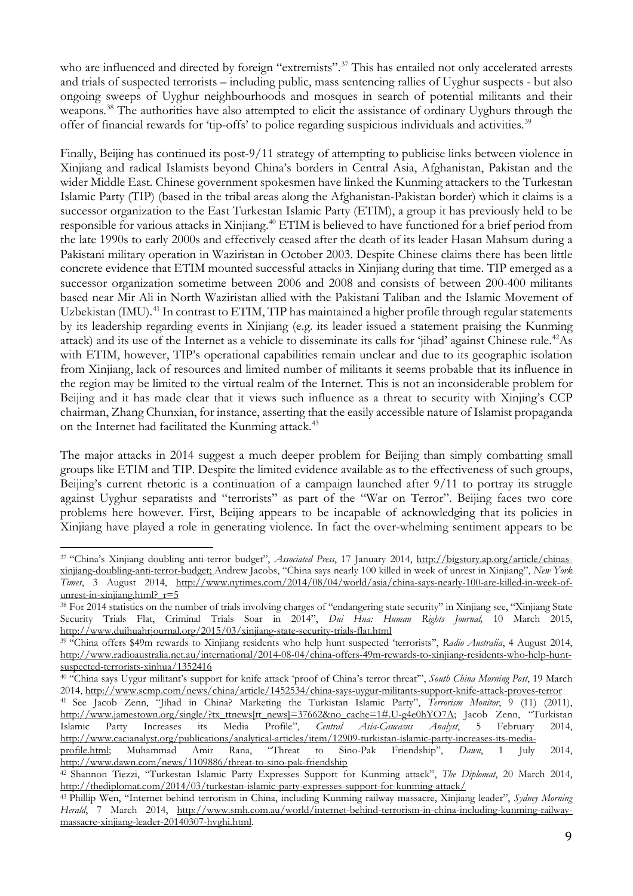who are influenced and directed by foreign "extremists".[37] This has entailed not only accelerated arrests and trials of suspected terrorists – including public, mass sentencing rallies of Uyghur suspects - but also ongoing sweeps of Uyghur neighbourhoods and mosques in search of potential militants and their weapons.[38] The authorities have also attempted to elicit the assistance of ordinary Uyghurs through the offer of financial rewards for 'tip-offs' to police regarding suspicious individuals and activities.[39]

Finally, Beijing has continued its post-9/11 strategy of attempting to publicise links between violence in Xinjiang and radical Islamists beyond China's borders in Central Asia, Afghanistan, Pakistan and the wider Middle East. Chinese government spokesmen have linked the Kunming attackers to the Turkestan Islamic Party (TIP) (based in the tribal areas along the Afghanistan-Pakistan border) which it claims is a successor organization to the East Turkestan Islamic Party (ETIM), a group it has previously held to be responsible for various attacks in Xinjiang.[40] ETIM is believed to have functioned for a brief period from the late 1990s to early 2000s and effectively ceased after the death of its leader Hasan Mahsum during a Pakistani military operation in Waziristan in October 2003. Despite Chinese claims there has been little concrete evidence that ETIM mounted successful attacks in Xinjiang during that time. TIP emerged as a successor organization sometime between 2006 and 2008 and consists of between 200-400 militants based near Mir Ali in North Waziristan allied with the Pakistani Taliban and the Islamic Movement of Uzbekistan (IMU).[41] In contrast to ETIM, TIP has maintained a higher profile through regular statements by its leadership regarding events in Xinjiang (e.g. its leader issued a statement praising the Kunming attack) and its use of the Internet as a vehicle to disseminate its calls for 'jihad' against Chinese rule.[42]As with ETIM, however, TIP's operational capabilities remain unclear and due to its geographic isolation from Xinjiang, lack of resources and limited number of militants it seems probable that its influence in the region may be limited to the virtual realm of the Internet. This is not an inconsiderable problem for Beijing and it has made clear that it views such influence as a threat to security with Xinjing's CCP chairman, Zhang Chunxian, for instance, asserting that the easily accessible nature of Islamist propaganda on the Internet had facilitated the Kunming attack.[43]

The major attacks in 2014 suggest a much deeper problem for Beijing than simply combatting small groups like ETIM and TIP. Despite the limited evidence available as to the effectiveness of such groups, Beijing's current rhetoric is a continuation of a campaign launched after 9/11 to portray its struggle against Uyghur separatists and "terrorists" as part of the "War on Terror". Beijing faces two core problems here however. First, Beijing appears to be incapable of acknowledging that its policies in Xinjiang have played a role in generating violence. In fact the over-whelming sentiment appears to be

---

[37] "China's Xinjiang doubling anti-terror budget", *Associated Press*, 17 January 2014, http://bigstory.ap.org/article/chinas-xinjiang-doubling-anti-terror-budget; Andrew Jacobs, "China says nearly 100 killed in week of unrest in Xinjiang", *New York Times*, 3 August 2014, http://www.nytimes.com/2014/08/04/world/asia/china-says-nearly-100-are-killed-in-week-of-unrest-in-xinjiang.html?_r=5

[38] For 2014 statistics on the number of trials involving charges of "endangering state security" in Xinjiang see, "Xinjiang State Security Trials Flat, Criminal Trials Soar in 2014", *Dui Hua: Human Rights Journal,* 10 March 2015, http://www.duihuahrjournal.org/2015/03/xinjiang-state-security-trials-flat.html

[39] "China offers $49m rewards to Xinjiang residents who help hunt suspected 'terrorists'", *Radio Australia*, 4 August 2014, http://www.radioaustralia.net.au/international/2014-08-04/china-offers-49m-rewards-to-xinjiang-residents-who-help-hunt-suspected-terrorists-xinhua/1352416

[40] "China says Uygur militant's support for knife attack 'proof of China's terror threat'", *South China Morning Post*, 19 March 2014, http://www.scmp.com/news/china/article/1452534/china-says-uygur-militants-support-knife-attack-proves-terror

[41] See Jacob Zenn, "Jihad in China? Marketing the Turkistan Islamic Party", *Terrorism Monitor*, 9 (11) (2011), http://www.jamestown.org/single/?tx_ttnews[tt_news]=37662&no_cache=1#.U-g4e0hYO7A; Jacob Zenn, "Turkistan Islamic Party Increases its Media Profile", *Central Asia-Caucasus Analyst*, 5 February 2014, http://www.cacianalyst.org/publications/analytical-articles/item/12909-turkistan-islamic-party-increases-its-media-profile.html; Muhammad Amir Rana, "Threat to Sino-Pak Friendship", *Dawn*, 1 July 2014, http://www.dawn.com/news/1109886/threat-to-sino-pak-friendship

[42] Shannon Tiezzi, "Turkestan Islamic Party Expresses Support for Kunming attack", *The Diplomat*, 20 March 2014, http://thediplomat.com/2014/03/turkestan-islamic-party-expresses-support-for-kunming-attack/

[43] Phillip Wen, "Internet behind terrorism in China, including Kunming railway massacre, Xinjiang leader", *Sydney Morning Herald*, 7 March 2014, http://www.smh.com.au/world/internet-behind-terrorism-in-china-including-kunming-railway-massacre-xinjiang-leader-20140307-hvghi.html.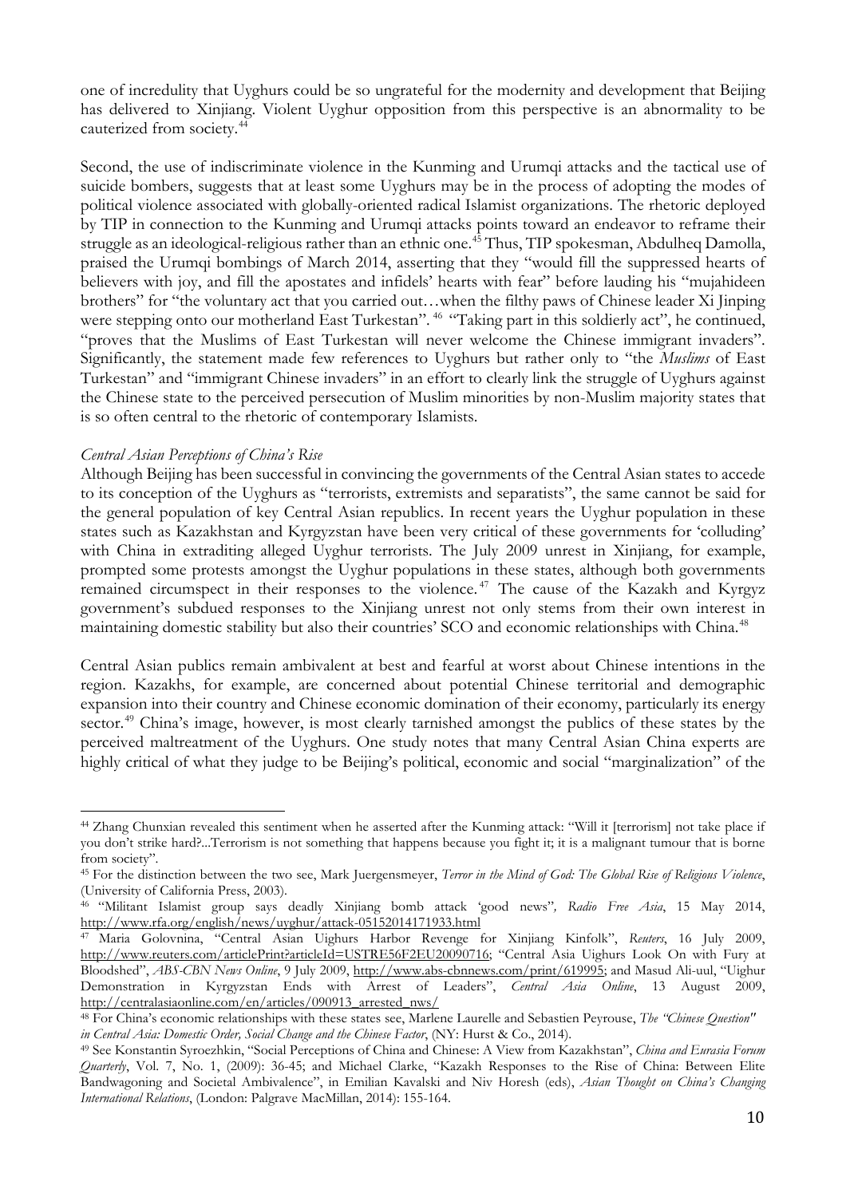one of incredulity that Uyghurs could be so ungrateful for the modernity and development that Beijing has delivered to Xinjiang. Violent Uyghur opposition from this perspective is an abnormality to be cauterized from society.[44]

Second, the use of indiscriminate violence in the Kunming and Urumqi attacks and the tactical use of suicide bombers, suggests that at least some Uyghurs may be in the process of adopting the modes of political violence associated with globally-oriented radical Islamist organizations. The rhetoric deployed by TIP in connection to the Kunming and Urumqi attacks points toward an endeavor to reframe their struggle as an ideological-religious rather than an ethnic one.[45] Thus, TIP spokesman, Abdulheq Damolla, praised the Urumqi bombings of March 2014, asserting that they "would fill the suppressed hearts of believers with joy, and fill the apostates and infidels' hearts with fear" before lauding his "mujahideen brothers" for "the voluntary act that you carried out…when the filthy paws of Chinese leader Xi Jinping were stepping onto our motherland East Turkestan".[46] "Taking part in this soldierly act", he continued, "proves that the Muslims of East Turkestan will never welcome the Chinese immigrant invaders". Significantly, the statement made few references to Uyghurs but rather only to "the *Muslims* of East Turkestan" and "immigrant Chinese invaders" in an effort to clearly link the struggle of Uyghurs against the Chinese state to the perceived persecution of Muslim minorities by non-Muslim majority states that is so often central to the rhetoric of contemporary Islamists.

*Central Asian Perceptions of China's Rise*

Although Beijing has been successful in convincing the governments of the Central Asian states to accede to its conception of the Uyghurs as "terrorists, extremists and separatists", the same cannot be said for the general population of key Central Asian republics. In recent years the Uyghur population in these states such as Kazakhstan and Kyrgyzstan have been very critical of these governments for 'colluding' with China in extraditing alleged Uyghur terrorists. The July 2009 unrest in Xinjiang, for example, prompted some protests amongst the Uyghur populations in these states, although both governments remained circumspect in their responses to the violence.[47] The cause of the Kazakh and Kyrgyz government's subdued responses to the Xinjiang unrest not only stems from their own interest in maintaining domestic stability but also their countries' SCO and economic relationships with China.[48]

Central Asian publics remain ambivalent at best and fearful at worst about Chinese intentions in the region. Kazakhs, for example, are concerned about potential Chinese territorial and demographic expansion into their country and Chinese economic domination of their economy, particularly its energy sector.[49] China's image, however, is most clearly tarnished amongst the publics of these states by the perceived maltreatment of the Uyghurs. One study notes that many Central Asian China experts are highly critical of what they judge to be Beijing's political, economic and social "marginalization" of the

---

[44] Zhang Chunxian revealed this sentiment when he asserted after the Kunming attack: "Will it [terrorism] not take place if you don't strike hard?...Terrorism is not something that happens because you fight it; it is a malignant tumour that is borne from society".

[45] For the distinction between the two see, Mark Juergensmeyer, *Terror in the Mind of God: The Global Rise of Religious Violence*, (University of California Press, 2003).

[46] "Militant Islamist group says deadly Xinjiang bomb attack 'good news'", *Radio Free Asia*, 15 May 2014, http://www.rfa.org/english/news/uyghur/attack-05152014171933.html

[47] Maria Golovnina, "Central Asian Uighurs Harbor Revenge for Xinjiang Kinfolk", *Reuters*, 16 July 2009, http://www.reuters.com/articlePrint?articleId=USTRE56F2EU20090716; "Central Asia Uighurs Look On with Fury at Bloodshed", *ABS-CBN News Online*, 9 July 2009, http://www.abs-cbnnews.com/print/619995; and Masud Ali-uul, "Uighur Demonstration in Kyrgyzstan Ends with Arrest of Leaders", *Central Asia Online*, 13 August 2009, http://centralasiaonline.com/en/articles/090913_arrested_nws/

[48] For China's economic relationships with these states see, Marlene Laurelle and Sebastien Peyrouse, *The "Chinese Question" in Central Asia: Domestic Order, Social Change and the Chinese Factor*, (NY: Hurst & Co., 2014).

[49] See Konstantin Syroezhkin, "Social Perceptions of China and Chinese: A View from Kazakhstan", *China and Eurasia Forum Quarterly*, Vol. 7, No. 1, (2009): 36-45; and Michael Clarke, "Kazakh Responses to the Rise of China: Between Elite Bandwagoning and Societal Ambivalence", in Emilian Kavalski and Niv Horesh (eds), *Asian Thought on China's Changing International Relations*, (London: Palgrave MacMillan, 2014): 155-164.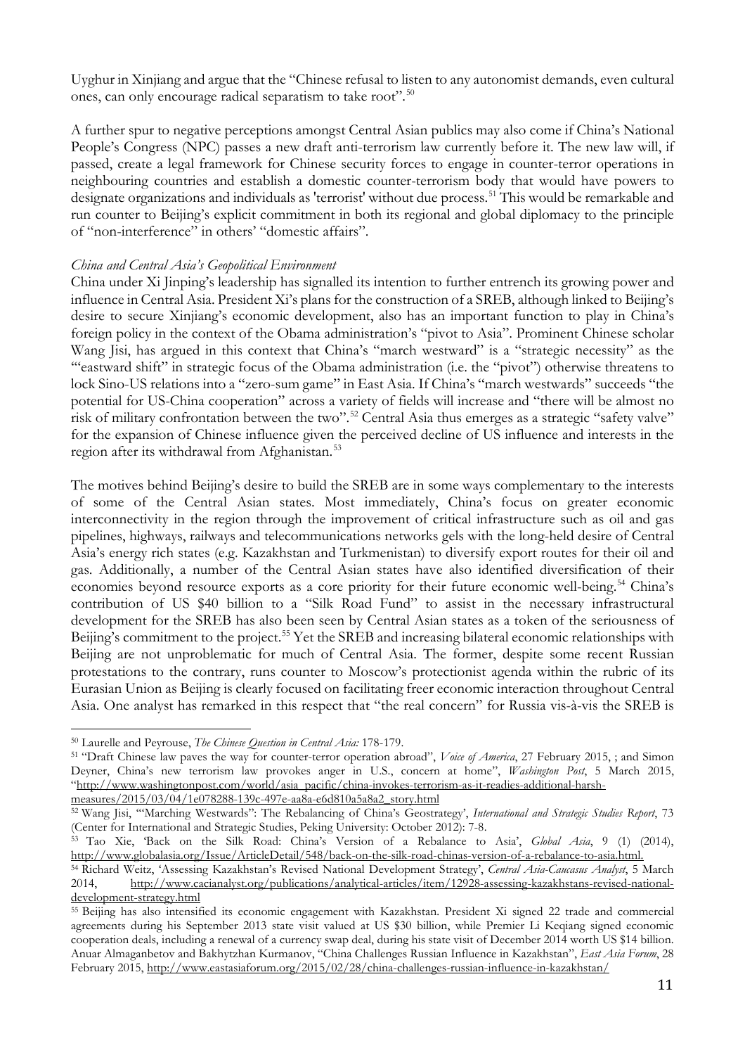Uyghur in Xinjiang and argue that the "Chinese refusal to listen to any autonomist demands, even cultural ones, can only encourage radical separatism to take root".[50]

A further spur to negative perceptions amongst Central Asian publics may also come if China's National People's Congress (NPC) passes a new draft anti-terrorism law currently before it. The new law will, if passed, create a legal framework for Chinese security forces to engage in counter-terror operations in neighbouring countries and establish a domestic counter-terrorism body that would have powers to designate organizations and individuals as 'terrorist' without due process.[51] This would be remarkable and run counter to Beijing's explicit commitment in both its regional and global diplomacy to the principle of "non-interference" in others' "domestic affairs".

*China and Central Asia's Geopolitical Environment*

China under Xi Jinping's leadership has signalled its intention to further entrench its growing power and influence in Central Asia. President Xi's plans for the construction of a SREB, although linked to Beijing's desire to secure Xinjiang's economic development, also has an important function to play in China's foreign policy in the context of the Obama administration's "pivot to Asia". Prominent Chinese scholar Wang Jisi, has argued in this context that China's "march westward" is a "strategic necessity" as the "'eastward shift" in strategic focus of the Obama administration (i.e. the "pivot") otherwise threatens to lock Sino-US relations into a "zero-sum game" in East Asia. If China's "march westwards" succeeds "the potential for US-China cooperation" across a variety of fields will increase and "there will be almost no risk of military confrontation between the two".[52] Central Asia thus emerges as a strategic "safety valve" for the expansion of Chinese influence given the perceived decline of US influence and interests in the region after its withdrawal from Afghanistan.[53]

The motives behind Beijing's desire to build the SREB are in some ways complementary to the interests of some of the Central Asian states. Most immediately, China's focus on greater economic interconnectivity in the region through the improvement of critical infrastructure such as oil and gas pipelines, highways, railways and telecommunications networks gels with the long-held desire of Central Asia's energy rich states (e.g. Kazakhstan and Turkmenistan) to diversify export routes for their oil and gas. Additionally, a number of the Central Asian states have also identified diversification of their economies beyond resource exports as a core priority for their future economic well-being.[54] China's contribution of US $40 billion to a "Silk Road Fund" to assist in the necessary infrastructural development for the SREB has also been seen by Central Asian states as a token of the seriousness of Beijing's commitment to the project.[55] Yet the SREB and increasing bilateral economic relationships with Beijing are not unproblematic for much of Central Asia. The former, despite some recent Russian protestations to the contrary, runs counter to Moscow's protectionist agenda within the rubric of its Eurasian Union as Beijing is clearly focused on facilitating freer economic interaction throughout Central Asia. One analyst has remarked in this respect that "the real concern" for Russia vis-à-vis the SREB is

---

[50] Laurelle and Peyrouse, *The Chinese Question in Central Asia:* 178-179.

[51] "Draft Chinese law paves the way for counter-terror operation abroad", *Voice of America*, 27 February 2015, ; and Simon Deyner, China's new terrorism law provokes anger in U.S., concern at home", *Washington Post*, 5 March 2015, "http://www.washingtonpost.com/world/asia_pacific/china-invokes-terrorism-as-it-readies-additional-harsh-measures/2015/03/04/1e078288-139c-497e-aa8a-e6d810a5a8a2_story.html

[52] Wang Jisi, "'Marching Westwards": The Rebalancing of China's Geostrategy', *International and Strategic Studies Report*, 73 (Center for International and Strategic Studies, Peking University: October 2012): 7-8.

[53] Tao Xie, 'Back on the Silk Road: China's Version of a Rebalance to Asia', *Global Asia*, 9 (1) (2014), http://www.globalasia.org/Issue/ArticleDetail/548/back-on-the-silk-road-chinas-version-of-a-rebalance-to-asia.html.

[54] Richard Weitz, 'Assessing Kazakhstan's Revised National Development Strategy', *Central Asia-Caucasus Analyst*, 5 March 2014, http://www.cacianalyst.org/publications/analytical-articles/item/12928-assessing-kazakhstans-revised-national-development-strategy.html

[55] Beijing has also intensified its economic engagement with Kazakhstan. President Xi signed 22 trade and commercial agreements during his September 2013 state visit valued at US $30 billion, while Premier Li Keqiang signed economic cooperation deals, including a renewal of a currency swap deal, during his state visit of December 2014 worth US $14 billion. Anuar Almaganbetov and Bakhytzhan Kurmanov, "China Challenges Russian Influence in Kazakhstan", *East Asia Forum*, 28 February 2015, http://www.eastasiaforum.org/2015/02/28/china-challenges-russian-influence-in-kazakhstan/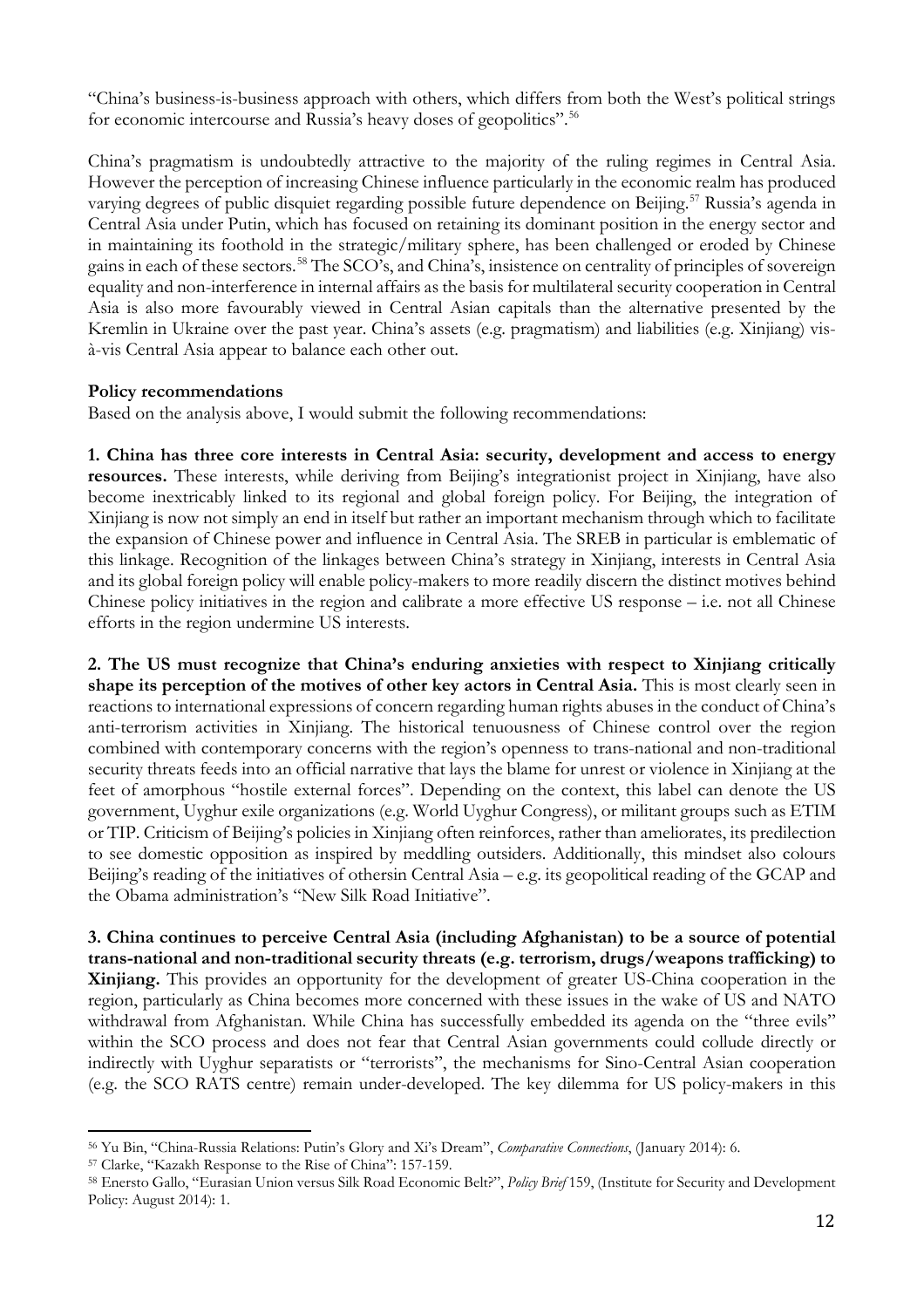"China's business-is-business approach with others, which differs from both the West's political strings for economic intercourse and Russia's heavy doses of geopolitics".[56]

China's pragmatism is undoubtedly attractive to the majority of the ruling regimes in Central Asia. However the perception of increasing Chinese influence particularly in the economic realm has produced varying degrees of public disquiet regarding possible future dependence on Beijing.[57] Russia's agenda in Central Asia under Putin, which has focused on retaining its dominant position in the energy sector and in maintaining its foothold in the strategic/military sphere, has been challenged or eroded by Chinese gains in each of these sectors.[58] The SCO's, and China's, insistence on centrality of principles of sovereign equality and non-interference in internal affairs as the basis for multilateral security cooperation in Central Asia is also more favourably viewed in Central Asian capitals than the alternative presented by the Kremlin in Ukraine over the past year. China's assets (e.g. pragmatism) and liabilities (e.g. Xinjiang) vis-à-vis Central Asia appear to balance each other out.

**Policy recommendations**

Based on the analysis above, I would submit the following recommendations:

**1. China has three core interests in Central Asia: security, development and access to energy resources.** These interests, while deriving from Beijing's integrationist project in Xinjiang, have also become inextricably linked to its regional and global foreign policy. For Beijing, the integration of Xinjiang is now not simply an end in itself but rather an important mechanism through which to facilitate the expansion of Chinese power and influence in Central Asia. The SREB in particular is emblematic of this linkage. Recognition of the linkages between China's strategy in Xinjiang, interests in Central Asia and its global foreign policy will enable policy-makers to more readily discern the distinct motives behind Chinese policy initiatives in the region and calibrate a more effective US response – i.e. not all Chinese efforts in the region undermine US interests.

**2. The US must recognize that China's enduring anxieties with respect to Xinjiang critically shape its perception of the motives of other key actors in Central Asia.** This is most clearly seen in reactions to international expressions of concern regarding human rights abuses in the conduct of China's anti-terrorism activities in Xinjiang. The historical tenuousness of Chinese control over the region combined with contemporary concerns with the region's openness to trans-national and non-traditional security threats feeds into an official narrative that lays the blame for unrest or violence in Xinjiang at the feet of amorphous "hostile external forces". Depending on the context, this label can denote the US government, Uyghur exile organizations (e.g. World Uyghur Congress), or militant groups such as ETIM or TIP. Criticism of Beijing's policies in Xinjiang often reinforces, rather than ameliorates, its predilection to see domestic opposition as inspired by meddling outsiders. Additionally, this mindset also colours Beijing's reading of the initiatives of othersin Central Asia – e.g. its geopolitical reading of the GCAP and the Obama administration's "New Silk Road Initiative".

**3. China continues to perceive Central Asia (including Afghanistan) to be a source of potential trans-national and non-traditional security threats (e.g. terrorism, drugs/weapons trafficking) to Xinjiang.** This provides an opportunity for the development of greater US-China cooperation in the region, particularly as China becomes more concerned with these issues in the wake of US and NATO withdrawal from Afghanistan. While China has successfully embedded its agenda on the "three evils" within the SCO process and does not fear that Central Asian governments could collude directly or indirectly with Uyghur separatists or "terrorists", the mechanisms for Sino-Central Asian cooperation (e.g. the SCO RATS centre) remain under-developed. The key dilemma for US policy-makers in this

[56] Yu Bin, "China-Russia Relations: Putin's Glory and Xi's Dream", *Comparative Connections*, (January 2014): 6.

[57] Clarke, "Kazakh Response to the Rise of China": 157-159.

[58] Enersto Gallo, "Eurasian Union versus Silk Road Economic Belt?", *Policy Brief* 159, (Institute for Security and Development Policy: August 2014): 1.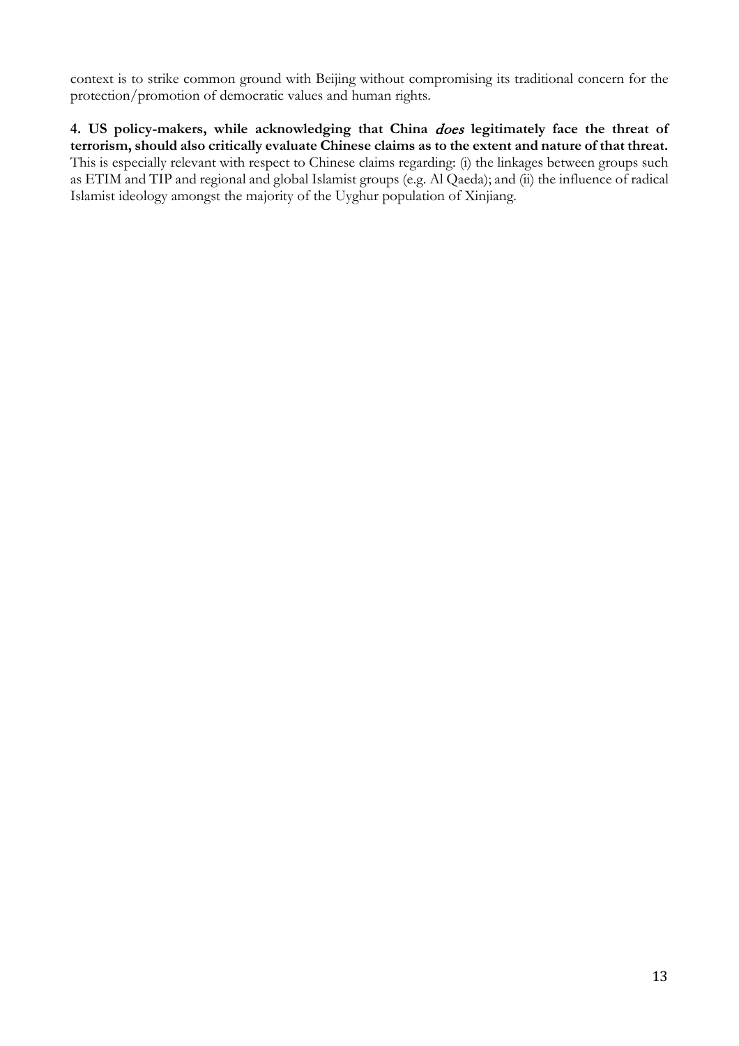context is to strike common ground with Beijing without compromising its traditional concern for the protection/promotion of democratic values and human rights.

**4. US policy-makers, while acknowledging that China *does* legitimately face the threat of terrorism, should also critically evaluate Chinese claims as to the extent and nature of that threat.** This is especially relevant with respect to Chinese claims regarding: (i) the linkages between groups such as ETIM and TIP and regional and global Islamist groups (e.g. Al Qaeda); and (ii) the influence of radical Islamist ideology amongst the majority of the Uyghur population of Xinjiang.